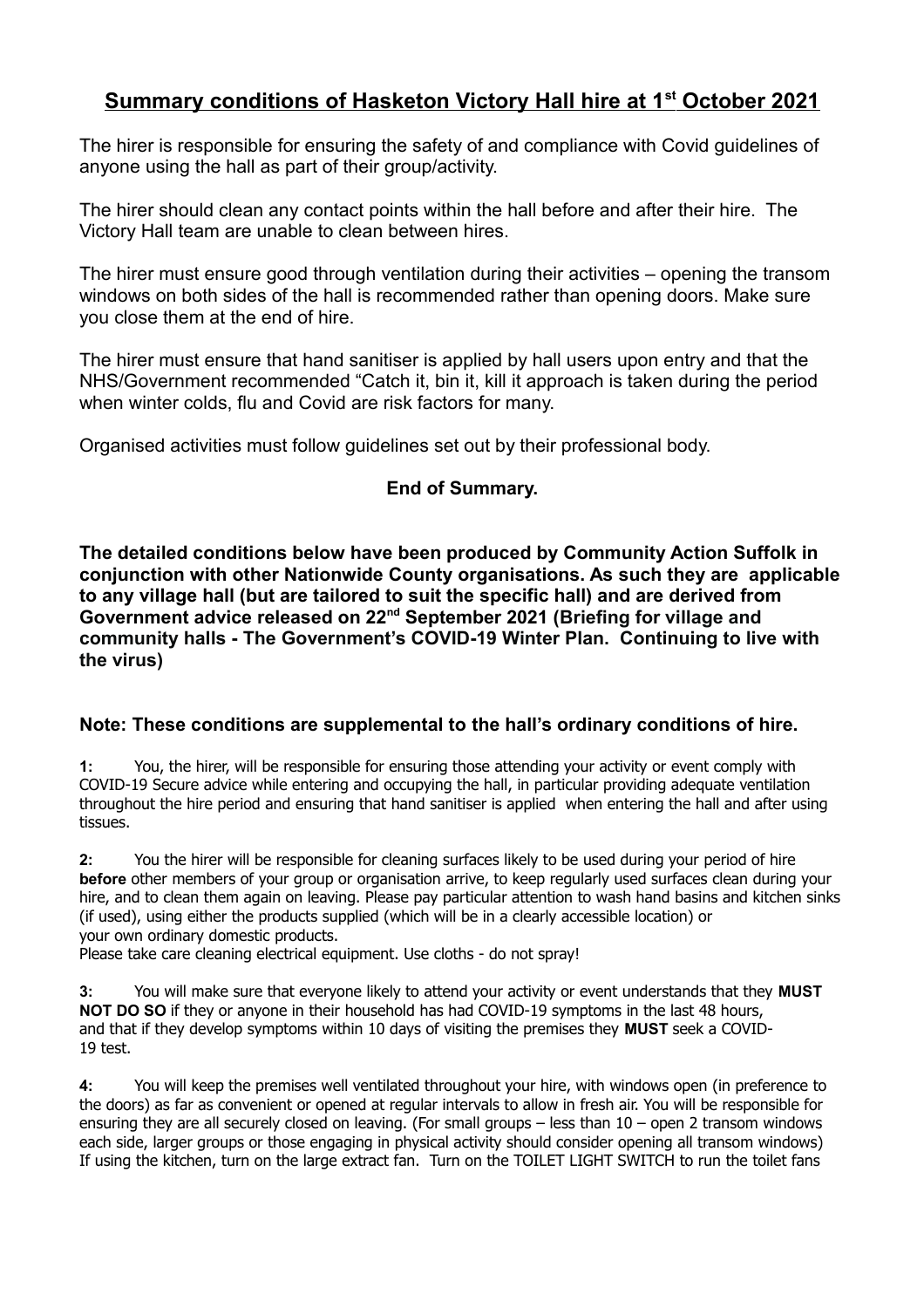# Summary conditions of Hasketon Victory Hall hire at 1st October 2021

The hirer is responsible for ensuring the safety of and compliance with Covid guidelines of anyone using the hall as part of their group/activity.

The hirer should clean any contact points within the hall before and after their hire. The Victory Hall team are unable to clean between hires.

The hirer must ensure good through ventilation during their activities – opening the transom windows on both sides of the hall is recommended rather than opening doors. Make sure you close them at the end of hire.

The hirer must ensure that hand sanitiser is applied by hall users upon entry and that the NHS/Government recommended "Catch it, bin it, kill it approach is taken during the period when winter colds, flu and Covid are risk factors for many.

Organised activities must follow guidelines set out by their professional body.

**End of Summary.**

**The detailed conditions below have been produced by Community Action Suffolk in conjunction with other Nationwide County organisations. As such they are applicable to any village hall (but are tailored to suit the specific hall) and are derived from Government advice released on 22nd September 2021 (Briefing for village and community halls - The Government's COVID-19 Winter Plan. Continuing to live with the virus)**

### Note: These conditions are supplemental to the hall's ordinary conditions of hire.

**1:** You, the hirer, will be responsible for ensuring those attending your activity or event comply with COVID-19 Secure advice while entering and occupying the hall, in particular providing adequate ventilation throughout the hire period and ensuring that hand sanitiser is applied when entering the hall and after using tissues.

**2:** You the hirer will be responsible for cleaning surfaces likely to be used during your period of hire **before** other members of your group or organisation arrive, to keep regularly used surfaces clean during your hire, and to clean them again on leaving. Please pay particular attention to wash hand basins and kitchen sinks (if used), using either the products supplied (which will be in a clearly accessible location) or your own ordinary domestic products.
Please take care cleaning electrical equipment. Use cloths - do not spray!

**3:** You will make sure that everyone likely to attend your activity or event understands that they **MUST NOT DO SO** if they or anyone in their household has had COVID-19 symptoms in the last 48 hours, and that if they develop symptoms within 10 days of visiting the premises they **MUST** seek a COVID-19 test.

**4:** You will keep the premises well ventilated throughout your hire, with windows open (in preference to the doors) as far as convenient or opened at regular intervals to allow in fresh air. You will be responsible for ensuring they are all securely closed on leaving. (For small groups – less than 10 – open 2 transom windows each side, larger groups or those engaging in physical activity should consider opening all transom windows) If using the kitchen, turn on the large extract fan. Turn on the TOILET LIGHT SWITCH to run the toilet fans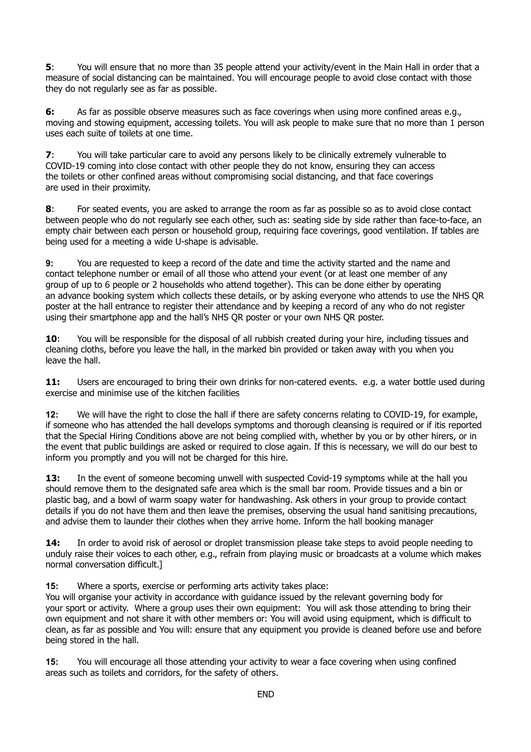**5**: You will ensure that no more than 35 people attend your activity/event in the Main Hall in order that a measure of social distancing can be maintained. You will encourage people to avoid close contact with those they do not regularly see as far as possible.

**6:** As far as possible observe measures such as face coverings when using more confined areas e.g., moving and stowing equipment, accessing toilets. You will ask people to make sure that no more than 1 person uses each suite of toilets at one time.

**7**: You will take particular care to avoid any persons likely to be clinically extremely vulnerable to COVID-19 coming into close contact with other people they do not know, ensuring they can access the toilets or other confined areas without compromising social distancing, and that face coverings are used in their proximity.

**8**: For seated events, you are asked to arrange the room as far as possible so as to avoid close contact between people who do not regularly see each other, such as: seating side by side rather than face-to-face, an empty chair between each person or household group, requiring face coverings, good ventilation. If tables are being used for a meeting a wide U-shape is advisable.

**9**: You are requested to keep a record of the date and time the activity started and the name and contact telephone number or email of all those who attend your event (or at least one member of any group of up to 6 people or 2 households who attend together). This can be done either by operating an advance booking system which collects these details, or by asking everyone who attends to use the NHS QR poster at the hall entrance to register their attendance and by keeping a record of any who do not register using their smartphone app and the hall's NHS QR poster or your own NHS QR poster.

**10**: You will be responsible for the disposal of all rubbish created during your hire, including tissues and cleaning cloths, before you leave the hall, in the marked bin provided or taken away with you when you leave the hall.

**11:** Users are encouraged to bring their own drinks for non-catered events. e.g. a water bottle used during exercise and minimise use of the kitchen facilities

**12**: We will have the right to close the hall if there are safety concerns relating to COVID-19, for example, if someone who has attended the hall develops symptoms and thorough cleansing is required or if itis reported that the Special Hiring Conditions above are not being complied with, whether by you or by other hirers, or in the event that public buildings are asked or required to close again. If this is necessary, we will do our best to inform you promptly and you will not be charged for this hire.

**13:** In the event of someone becoming unwell with suspected Covid-19 symptoms while at the hall you should remove them to the designated safe area which is the small bar room. Provide tissues and a bin or plastic bag, and a bowl of warm soapy water for handwashing. Ask others in your group to provide contact details if you do not have them and then leave the premises, observing the usual hand sanitising precautions, and advise them to launder their clothes when they arrive home. Inform the hall booking manager

**14:** In order to avoid risk of aerosol or droplet transmission please take steps to avoid people needing to unduly raise their voices to each other, e.g., refrain from playing music or broadcasts at a volume which makes normal conversation difficult.]

**15**: Where a sports, exercise or performing arts activity takes place:
You will organise your activity in accordance with guidance issued by the relevant governing body for your sport or activity. Where a group uses their own equipment: You will ask those attending to bring their own equipment and not share it with other members or: You will avoid using equipment, which is difficult to clean, as far as possible and You will: ensure that any equipment you provide is cleaned before use and before being stored in the hall.

**15**: You will encourage all those attending your activity to wear a face covering when using confined areas such as toilets and corridors, for the safety of others.

END